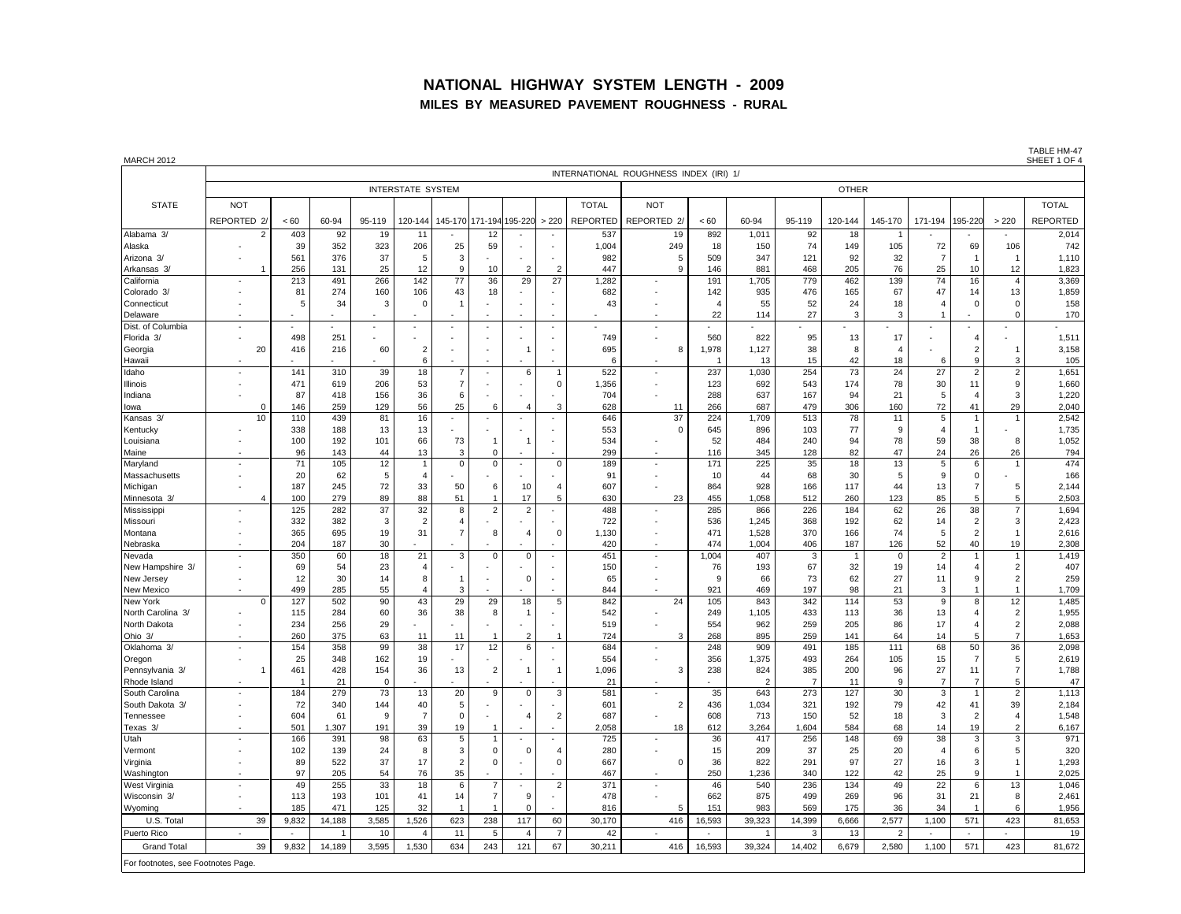# NATIONAL HIGHWAY SYSTEM LENGTH - 2009

## MILES BY MEASURED PAVEMENT ROUGHNESS - RURAL

MARCH 2012

TABLE HM-47
SHEET 1 OF 4

| STATE | INTERNATIONAL ROUGHNESS INDEX (IRI) 1/ | | | | | | | | | | | | | | | | | | | | |
|---|---|---|---|---|---|---|---|---|---|---|---|---|---|---|---|---|---|---|---|---|---|
| | INTERSTATE SYSTEM | | | | | | | | | | OTHER | | | | | | | | | | |
| | NOT REPORTED 2/ | < 60 | 60-94 | 95-119 | 120-144 | 145-170 | 171-194 | 195-220 | > 220 | TOTAL REPORTED | NOT REPORTED 2/ | < 60 | 60-94 | 95-119 | 120-144 | 145-170 | 171-194 | 195-220 | > 220 | TOTAL REPORTED |
| Alabama 3/ | 2 | 403 | 92 | 19 | 11 | - | 12 | - | - | 537 | 19 | 892 | 1,011 | 92 | 18 | 1 | - | - | - | 2,014 |
| Alaska | - | 39 | 352 | 323 | 206 | 25 | 59 | - | - | 1,004 | 249 | 18 | 150 | 74 | 149 | 105 | 72 | 69 | 106 | 742 |
| Arizona 3/ | - | 561 | 376 | 37 | 5 | 3 | - | - | - | 982 | 5 | 509 | 347 | 121 | 92 | 32 | 7 | 1 | 1 | 1,110 |
| Arkansas 3/ | 1 | 256 | 131 | 25 | 12 | 9 | 10 | 2 | 2 | 447 | 9 | 146 | 881 | 468 | 205 | 76 | 25 | 10 | 12 | 1,823 |
| California | - | 213 | 491 | 266 | 142 | 77 | 36 | 29 | 27 | 1,282 | - | 191 | 1,705 | 779 | 462 | 139 | 74 | 16 | 4 | 3,369 |
| Colorado 3/ | - | 81 | 274 | 160 | 106 | 43 | 18 | - | - | 682 | - | 142 | 935 | 476 | 165 | 67 | 47 | 14 | 13 | 1,859 |
| Connecticut | - | 5 | 34 | 3 | 0 | 1 | - | - | - | 43 | - | 4 | 55 | 52 | 24 | 18 | 4 | 0 | 0 | 158 |
| Delaware | - | - | - | - | - | - | - | - | - | - | - | 22 | 114 | 27 | 3 | 3 | 1 | - | 0 | 170 |
| Dist. of Columbia | - | - | - | - | - | - | - | - | - | - | - | - | - | - | - | - | - | - | - | - |
| Florida 3/ | - | 498 | 251 | - | - | - | - | - | - | 749 | - | 560 | 822 | 95 | 13 | 17 | - | 4 | - | 1,511 |
| Georgia | 20 | 416 | 216 | 60 | 2 | - | - | 1 | - | 695 | 8 | 1,978 | 1,127 | 38 | 8 | 4 | - | 2 | 1 | 3,158 |
| Hawaii | - | - | - | - | 6 | - | - | - | - | 6 | - | 1 | 13 | 15 | 42 | 18 | 6 | 9 | 3 | 105 |
| Idaho | - | 141 | 310 | 39 | 18 | 7 | - | 6 | 1 | 522 | - | 237 | 1,030 | 254 | 73 | 24 | 27 | 2 | 2 | 1,651 |
| Illinois | - | 471 | 619 | 206 | 53 | 7 | - | - | 0 | 1,356 | - | 123 | 692 | 543 | 174 | 78 | 30 | 11 | 9 | 1,660 |
| Indiana | - | 87 | 418 | 156 | 36 | 6 | - | - | - | 704 | - | 288 | 637 | 167 | 94 | 21 | 5 | 4 | 3 | 1,220 |
| Iowa | 0 | 146 | 259 | 129 | 56 | 25 | 6 | 4 | 3 | 628 | 11 | 266 | 687 | 479 | 306 | 160 | 72 | 41 | 29 | 2,040 |
| Kansas 3/ | 10 | 110 | 439 | 81 | 16 | - | - | - | - | 646 | 37 | 224 | 1,709 | 513 | 78 | 11 | 5 | 1 | 1 | 2,542 |
| Kentucky | - | 338 | 188 | 13 | 13 | - | - | - | - | 553 | 0 | 645 | 896 | 103 | 77 | 9 | 4 | 1 | - | 1,735 |
| Louisiana | - | 100 | 192 | 101 | 66 | 73 | 1 | 1 | - | 534 | - | 52 | 484 | 240 | 94 | 78 | 59 | 38 | 8 | 1,052 |
| Maine | - | 96 | 143 | 44 | 13 | 3 | 0 | - | - | 299 | - | 116 | 345 | 128 | 82 | 47 | 24 | 26 | 26 | 794 |
| Maryland | - | 71 | 105 | 12 | 1 | 0 | 0 | - | 0 | 189 | - | 171 | 225 | 35 | 18 | 13 | 5 | 6 | 1 | 474 |
| Massachusetts | - | 20 | 62 | 5 | 4 | - | - | - | - | 91 | - | 10 | 44 | 68 | 30 | 5 | 9 | 0 | - | 166 |
| Michigan | - | 187 | 245 | 72 | 33 | 50 | 6 | 10 | 4 | 607 | - | 864 | 928 | 166 | 117 | 44 | 13 | 7 | 5 | 2,144 |
| Minnesota 3/ | 4 | 100 | 279 | 89 | 88 | 51 | 1 | 17 | 5 | 630 | 23 | 455 | 1,058 | 512 | 260 | 123 | 85 | 5 | 5 | 2,503 |
| Mississippi | - | 125 | 282 | 37 | 32 | 8 | 2 | 2 | - | 488 | - | 285 | 866 | 226 | 184 | 62 | 26 | 38 | 7 | 1,694 |
| Missouri | - | 332 | 382 | 3 | 2 | 4 | - | - | - | 722 | - | 536 | 1,245 | 368 | 192 | 62 | 14 | 2 | 3 | 2,423 |
| Montana | - | 365 | 695 | 19 | 31 | 7 | 8 | 4 | 0 | 1,130 | - | 471 | 1,528 | 370 | 166 | 74 | 5 | 2 | 1 | 2,616 |
| Nebraska | - | 204 | 187 | 30 | - | - | - | - | - | 420 | - | 474 | 1,004 | 406 | 187 | 126 | 52 | 40 | 19 | 2,308 |
| Nevada | - | 350 | 60 | 18 | 21 | 3 | 0 | 0 | - | 451 | - | 1,004 | 407 | 3 | 1 | 0 | 2 | 1 | 1 | 1,419 |
| New Hampshire 3/ | - | 69 | 54 | 23 | 4 | - | - | - | - | 150 | - | 76 | 193 | 67 | 32 | 19 | 14 | 4 | 2 | 407 |
| New Jersey | - | 12 | 30 | 14 | 8 | 1 | - | 0 | - | 65 | - | 9 | 66 | 73 | 62 | 27 | 11 | 9 | 2 | 259 |
| New Mexico | - | 499 | 285 | 55 | 4 | 3 | - | - | - | 844 | - | 921 | 469 | 197 | 98 | 21 | 3 | 1 | 1 | 1,709 |
| New York | 0 | 127 | 502 | 90 | 43 | 29 | 29 | 18 | 5 | 842 | 24 | 105 | 843 | 342 | 114 | 53 | 9 | 8 | 12 | 1,485 |
| North Carolina 3/ | - | 115 | 284 | 60 | 36 | 38 | 8 | 1 | - | 542 | - | 249 | 1,105 | 433 | 113 | 36 | 13 | 4 | 2 | 1,955 |
| North Dakota | - | 234 | 256 | 29 | - | - | - | - | - | 519 | - | 554 | 962 | 259 | 205 | 86 | 17 | 4 | 2 | 2,088 |
| Ohio 3/ | - | 260 | 375 | 63 | 11 | 11 | 1 | 2 | 1 | 724 | 3 | 268 | 895 | 259 | 141 | 64 | 14 | 5 | 7 | 1,653 |
| Oklahoma 3/ | - | 154 | 358 | 99 | 38 | 17 | 12 | 6 | - | 684 | - | 248 | 909 | 491 | 185 | 111 | 68 | 50 | 36 | 2,098 |
| Oregon | - | 25 | 348 | 162 | 19 | - | - | - | - | 554 | - | 356 | 1,375 | 493 | 264 | 105 | 15 | 7 | 5 | 2,619 |
| Pennsylvania 3/ | 1 | 461 | 428 | 154 | 36 | 13 | 2 | 1 | 1 | 1,096 | 3 | 238 | 824 | 385 | 200 | 96 | 27 | 11 | 7 | 1,788 |
| Rhode Island | - | 1 | 21 | 0 | - | - | - | - | - | 21 | - | - | 2 | 7 | 11 | 9 | 7 | 7 | 5 | 47 |
| South Carolina | - | 184 | 279 | 73 | 13 | 20 | 9 | 0 | 3 | 581 | - | 35 | 643 | 273 | 127 | 30 | 3 | 1 | 2 | 1,113 |
| South Dakota 3/ | - | 72 | 340 | 144 | 40 | 5 | - | - | - | 601 | 2 | 436 | 1,034 | 321 | 192 | 79 | 42 | 41 | 39 | 2,184 |
| Tennessee | - | 604 | 61 | 9 | 7 | 0 | - | 4 | 2 | 687 | - | 608 | 713 | 150 | 52 | 18 | 3 | 2 | 4 | 1,548 |
| Texas 3/ | - | 501 | 1,307 | 191 | 39 | 19 | 1 | - | - | 2,058 | 18 | 612 | 3,264 | 1,604 | 584 | 68 | 14 | 19 | 2 | 6,167 |
| Utah | - | 166 | 391 | 98 | 63 | 5 | 1 | - | - | 725 | - | 36 | 417 | 256 | 148 | 69 | 38 | 3 | 3 | 971 |
| Vermont | - | 102 | 139 | 24 | 8 | 3 | 0 | 0 | 4 | 280 | - | 15 | 209 | 37 | 25 | 20 | 4 | 6 | 5 | 320 |
| Virginia | - | 89 | 522 | 37 | 17 | 2 | 0 | - | 0 | 667 | 0 | 36 | 822 | 291 | 97 | 27 | 16 | 3 | 1 | 1,293 |
| Washington | - | 97 | 205 | 54 | 76 | 35 | - | - | - | 467 | - | 250 | 1,236 | 340 | 122 | 42 | 25 | 9 | 1 | 2,025 |
| West Virginia | - | 49 | 255 | 33 | 18 | 6 | 7 | - | 2 | 371 | - | 46 | 540 | 236 | 134 | 49 | 22 | 6 | 13 | 1,046 |
| Wisconsin 3/ | - | 113 | 193 | 101 | 41 | 14 | 7 | 9 | - | 478 | - | 662 | 875 | 499 | 269 | 96 | 31 | 21 | 8 | 2,461 |
| Wyoming | - | 185 | 471 | 125 | 32 | 1 | 1 | 0 | - | 816 | 5 | 151 | 983 | 569 | 175 | 36 | 34 | 1 | 6 | 1,956 |
| U.S. Total | 39 | 9,832 | 14,188 | 3,585 | 1,526 | 623 | 238 | 117 | 60 | 30,170 | 416 | 16,593 | 39,323 | 14,399 | 6,666 | 2,577 | 1,100 | 571 | 423 | 81,653 |
| Puerto Rico | - | - | 1 | 10 | 4 | 11 | 5 | 4 | 7 | 42 | - | - | 1 | 3 | 13 | 2 | - | - | - | 19 |
| Grand Total | 39 | 9,832 | 14,189 | 3,595 | 1,530 | 634 | 243 | 121 | 67 | 30,211 | 416 | 16,593 | 39,324 | 14,402 | 6,679 | 2,580 | 1,100 | 571 | 423 | 81,672 |

For footnotes, see Footnotes Page.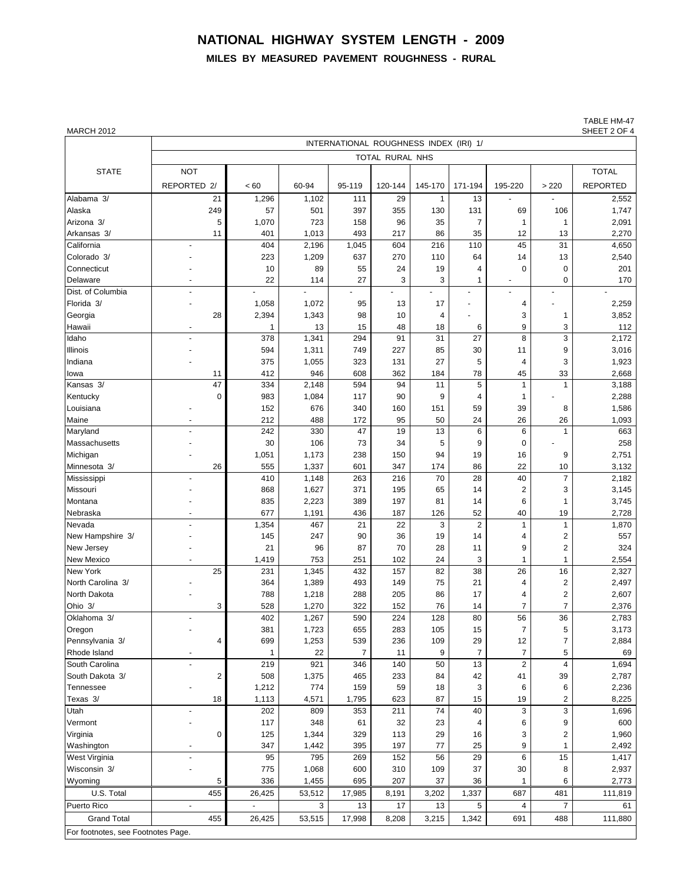# NATIONAL HIGHWAY SYSTEM LENGTH - 2009

## MILES BY MEASURED PAVEMENT ROUGHNESS - RURAL

MARCH 2012

TABLE HM-47
SHEET 2 OF 4

| STATE | INTERNATIONAL ROUGHNESS INDEX (IRI) 1/ | | | | | | | | | |
|---|---|---|---|---|---|---|---|---|---|---|
| | TOTAL RURAL NHS | | | | | | | | | |
| | NOT REPORTED 2/ | < 60 | 60-94 | 95-119 | 120-144 | 145-170 | 171-194 | 195-220 | > 220 | TOTAL REPORTED |
| Alabama 3/ | 21 | 1,296 | 1,102 | 111 | 29 | 1 | 13 | - | - | 2,552 |
| Alaska | 249 | 57 | 501 | 397 | 355 | 130 | 131 | 69 | 106 | 1,747 |
| Arizona 3/ | 5 | 1,070 | 723 | 158 | 96 | 35 | 7 | 1 | 1 | 2,091 |
| Arkansas 3/ | 11 | 401 | 1,013 | 493 | 217 | 86 | 35 | 12 | 13 | 2,270 |
| California | - | 404 | 2,196 | 1,045 | 604 | 216 | 110 | 45 | 31 | 4,650 |
| Colorado 3/ | - | 223 | 1,209 | 637 | 270 | 110 | 64 | 14 | 13 | 2,540 |
| Connecticut | - | 10 | 89 | 55 | 24 | 19 | 4 | 0 | 0 | 201 |
| Delaware | - | 22 | 114 | 27 | 3 | 3 | 1 | - | 0 | 170 |
| Dist. of Columbia | - | - | - | - | - | - | - | - | - | - |
| Florida 3/ | - | 1,058 | 1,072 | 95 | 13 | 17 | - | 4 | - | 2,259 |
| Georgia | 28 | 2,394 | 1,343 | 98 | 10 | 4 | - | 3 | 1 | 3,852 |
| Hawaii | - | 1 | 13 | 15 | 48 | 18 | 6 | 9 | 3 | 112 |
| Idaho | - | 378 | 1,341 | 294 | 91 | 31 | 27 | 8 | 3 | 2,172 |
| Illinois | - | 594 | 1,311 | 749 | 227 | 85 | 30 | 11 | 9 | 3,016 |
| Indiana | - | 375 | 1,055 | 323 | 131 | 27 | 5 | 4 | 3 | 1,923 |
| Iowa | 11 | 412 | 946 | 608 | 362 | 184 | 78 | 45 | 33 | 2,668 |
| Kansas 3/ | 47 | 334 | 2,148 | 594 | 94 | 11 | 5 | 1 | 1 | 3,188 |
| Kentucky | 0 | 983 | 1,084 | 117 | 90 | 9 | 4 | 1 | - | 2,288 |
| Louisiana | - | 152 | 676 | 340 | 160 | 151 | 59 | 39 | 8 | 1,586 |
| Maine | - | 212 | 488 | 172 | 95 | 50 | 24 | 26 | 26 | 1,093 |
| Maryland | - | 242 | 330 | 47 | 19 | 13 | 6 | 6 | 1 | 663 |
| Massachusetts | - | 30 | 106 | 73 | 34 | 5 | 9 | 0 | - | 258 |
| Michigan | - | 1,051 | 1,173 | 238 | 150 | 94 | 19 | 16 | 9 | 2,751 |
| Minnesota 3/ | 26 | 555 | 1,337 | 601 | 347 | 174 | 86 | 22 | 10 | 3,132 |
| Mississippi | - | 410 | 1,148 | 263 | 216 | 70 | 28 | 40 | 7 | 2,182 |
| Missouri | - | 868 | 1,627 | 371 | 195 | 65 | 14 | 2 | 3 | 3,145 |
| Montana | - | 835 | 2,223 | 389 | 197 | 81 | 14 | 6 | 1 | 3,745 |
| Nebraska | - | 677 | 1,191 | 436 | 187 | 126 | 52 | 40 | 19 | 2,728 |
| Nevada | - | 1,354 | 467 | 21 | 22 | 3 | 2 | 1 | 1 | 1,870 |
| New Hampshire 3/ | - | 145 | 247 | 90 | 36 | 19 | 14 | 4 | 2 | 557 |
| New Jersey | - | 21 | 96 | 87 | 70 | 28 | 11 | 9 | 2 | 324 |
| New Mexico | - | 1,419 | 753 | 251 | 102 | 24 | 3 | 1 | 1 | 2,554 |
| New York | 25 | 231 | 1,345 | 432 | 157 | 82 | 38 | 26 | 16 | 2,327 |
| North Carolina 3/ | - | 364 | 1,389 | 493 | 149 | 75 | 21 | 4 | 2 | 2,497 |
| North Dakota | - | 788 | 1,218 | 288 | 205 | 86 | 17 | 4 | 2 | 2,607 |
| Ohio 3/ | 3 | 528 | 1,270 | 322 | 152 | 76 | 14 | 7 | 7 | 2,376 |
| Oklahoma 3/ | - | 402 | 1,267 | 590 | 224 | 128 | 80 | 56 | 36 | 2,783 |
| Oregon | - | 381 | 1,723 | 655 | 283 | 105 | 15 | 7 | 5 | 3,173 |
| Pennsylvania 3/ | 4 | 699 | 1,253 | 539 | 236 | 109 | 29 | 12 | 7 | 2,884 |
| Rhode Island | - | 1 | 22 | 7 | 11 | 9 | 7 | 7 | 5 | 69 |
| South Carolina | - | 219 | 921 | 346 | 140 | 50 | 13 | 2 | 4 | 1,694 |
| South Dakota 3/ | 2 | 508 | 1,375 | 465 | 233 | 84 | 42 | 41 | 39 | 2,787 |
| Tennessee | - | 1,212 | 774 | 159 | 59 | 18 | 3 | 6 | 6 | 2,236 |
| Texas 3/ | 18 | 1,113 | 4,571 | 1,795 | 623 | 87 | 15 | 19 | 2 | 8,225 |
| Utah | - | 202 | 809 | 353 | 211 | 74 | 40 | 3 | 3 | 1,696 |
| Vermont | - | 117 | 348 | 61 | 32 | 23 | 4 | 6 | 9 | 600 |
| Virginia | 0 | 125 | 1,344 | 329 | 113 | 29 | 16 | 3 | 2 | 1,960 |
| Washington | - | 347 | 1,442 | 395 | 197 | 77 | 25 | 9 | 1 | 2,492 |
| West Virginia | - | 95 | 795 | 269 | 152 | 56 | 29 | 6 | 15 | 1,417 |
| Wisconsin 3/ | - | 775 | 1,068 | 600 | 310 | 109 | 37 | 30 | 8 | 2,937 |
| Wyoming | 5 | 336 | 1,455 | 695 | 207 | 37 | 36 | 1 | 6 | 2,773 |
| U.S. Total | 455 | 26,425 | 53,512 | 17,985 | 8,191 | 3,202 | 1,337 | 687 | 481 | 111,819 |
| Puerto Rico | - | - | 3 | 13 | 17 | 13 | 5 | 4 | 7 | 61 |
| Grand Total | 455 | 26,425 | 53,515 | 17,998 | 8,208 | 3,215 | 1,342 | 691 | 488 | 111,880 |

For footnotes, see Footnotes Page.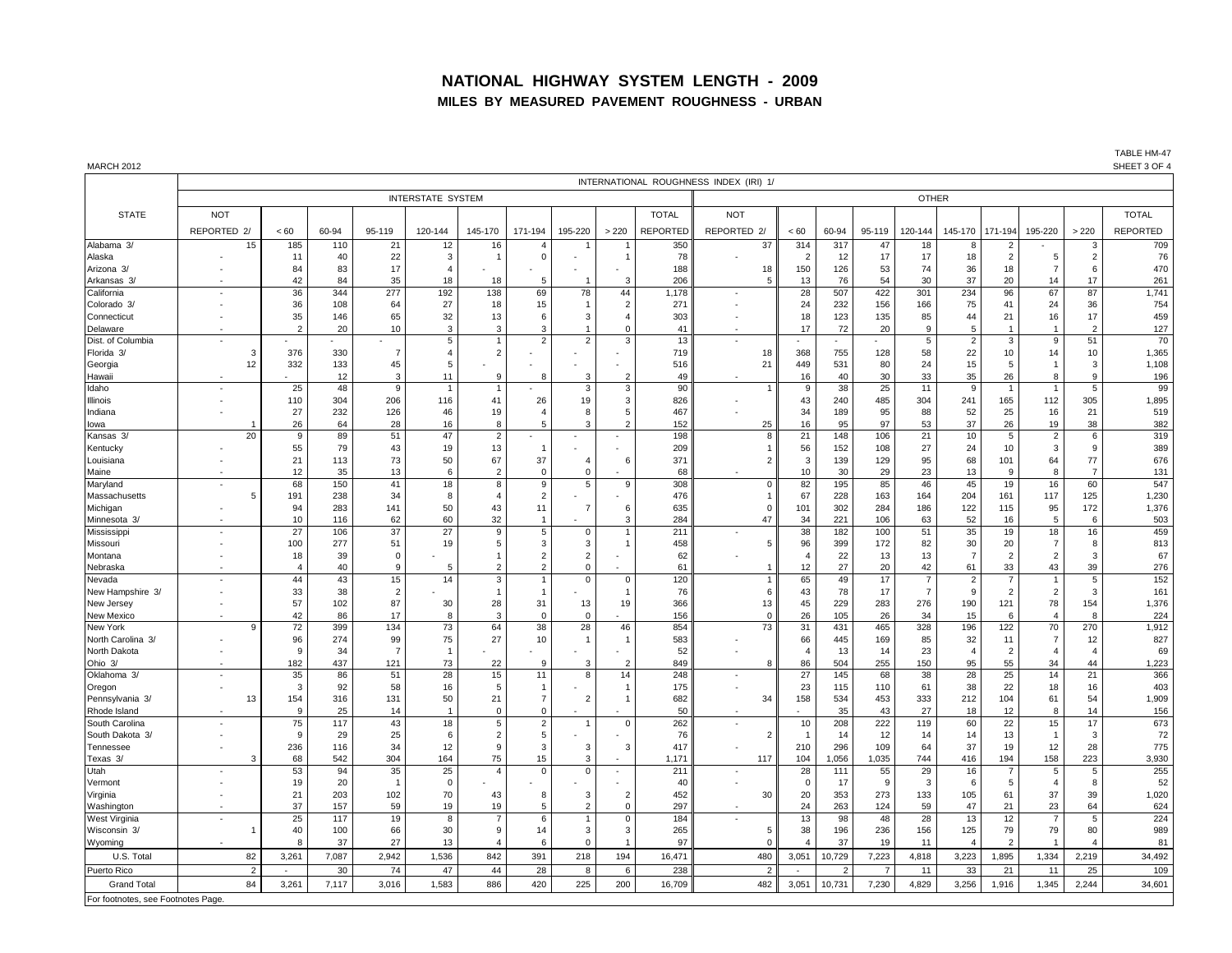# NATIONAL HIGHWAY SYSTEM LENGTH - 2009

## MILES BY MEASURED PAVEMENT ROUGHNESS - URBAN

MARCH 2012

TABLE HM-47
SHEET 3 OF 4

| STATE | INTERNATIONAL ROUGHNESS INDEX (IRI) 1/ | | | | | | | | | | | | | | | | | | | | | |
|---|---|---|---|---|---|---|---|---|---|---|---|---|---|---|---|---|---|---|---|---|---|---|
| | INTERSTATE SYSTEM | | | | | | | | | | | OTHER | | | | | | | | | | |
| | NOT REPORTED 2/ | < 60 | 60-94 | 95-119 | 120-144 | 145-170 | 171-194 | 195-220 | > 220 | TOTAL REPORTED | NOT REPORTED 2/ | < 60 | 60-94 | 95-119 | 120-144 | 145-170 | 171-194 | 195-220 | > 220 | TOTAL REPORTED |
| Alabama 3/ | 15 | 185 | 110 | 21 | 12 | 16 | 4 | 1 | 1 | 350 | 37 | 314 | 317 | 47 | 18 | 8 | 2 | - | 3 | 709 |
| Alaska | - | 11 | 40 | 22 | 3 | 1 | 0 | - | 1 | 78 | - | 2 | 12 | 17 | 17 | 18 | 2 | 5 | 2 | 76 |
| Arizona 3/ | - | 84 | 83 | 17 | 4 | - | - | - | - | 188 | 18 | 150 | 126 | 53 | 74 | 36 | 18 | 7 | 6 | 470 |
| Arkansas 3/ | - | 42 | 84 | 35 | 18 | 18 | 5 | 1 | 3 | 206 | 5 | 13 | 76 | 54 | 30 | 37 | 20 | 14 | 17 | 261 |
| California | - | 36 | 344 | 277 | 192 | 138 | 69 | 78 | 44 | 1,178 | - | 28 | 507 | 422 | 301 | 234 | 96 | 67 | 87 | 1,741 |
| Colorado 3/ | - | 36 | 108 | 64 | 27 | 18 | 15 | 1 | 2 | 271 | - | 24 | 232 | 156 | 166 | 75 | 41 | 24 | 36 | 754 |
| Connecticut | - | 35 | 146 | 65 | 32 | 13 | 6 | 3 | 4 | 303 | - | 18 | 123 | 135 | 85 | 44 | 21 | 16 | 17 | 459 |
| Delaware | - | 2 | 20 | 10 | 3 | 3 | 1 | 0 | | 41 | - | 17 | 72 | 20 | 9 | 5 | 1 | 1 | 2 | 127 |
| Dist. of Columbia | - | - | - | - | 5 | 1 | 2 | 2 | 3 | 13 | - | - | - | - | 5 | 2 | 3 | 9 | 51 | 70 |
| Florida 3/ | 3 | 376 | 330 | 7 | 4 | 2 | - | - | - | 719 | 18 | 368 | 755 | 128 | 58 | 22 | 10 | 14 | 10 | 1,365 |
| Georgia | 12 | 332 | 133 | 45 | 5 | - | - | - | - | 516 | 21 | 449 | 531 | 80 | 24 | 15 | 5 | 1 | 3 | 1,108 |
| Hawaii | - | - | 12 | 3 | 11 | 9 | 8 | 3 | 2 | 49 | - | 16 | 40 | 30 | 33 | 35 | 26 | 8 | 9 | 196 |
| Idaho | - | 25 | 48 | 9 | 1 | 1 | - | 3 | 3 | 90 | 1 | 9 | 38 | 25 | 11 | 9 | 1 | 1 | 5 | 99 |
| Illinois | - | 110 | 304 | 206 | 116 | 41 | 26 | 19 | 3 | 826 | - | 43 | 240 | 485 | 304 | 241 | 165 | 112 | 305 | 1,895 |
| Indiana | - | 27 | 232 | 126 | 46 | 19 | 4 | 8 | 5 | 467 | - | 34 | 189 | 95 | 88 | 52 | 25 | 16 | 21 | 519 |
| Iowa | 1 | 26 | 64 | 28 | 16 | 8 | 5 | 3 | 2 | 152 | 25 | 16 | 95 | 97 | 53 | 37 | 26 | 19 | 38 | 382 |
| Kansas 3/ | 20 | 9 | 89 | 51 | 47 | 2 | - | - | - | 198 | 8 | 21 | 148 | 106 | 21 | 10 | 5 | 2 | 6 | 319 |
| Kentucky | - | 55 | 79 | 43 | 19 | 13 | 1 | - | - | 209 | 1 | 56 | 152 | 108 | 27 | 24 | 10 | 3 | 9 | 389 |
| Louisiana | - | 21 | 113 | 73 | 50 | 67 | 37 | 4 | 6 | 371 | 2 | 3 | 139 | 129 | 95 | 68 | 101 | 64 | 77 | 676 |
| Maine | - | 12 | 35 | 13 | 6 | 2 | 0 | 0 | - | 68 | - | 10 | 30 | 29 | 23 | 13 | 9 | 8 | 7 | 131 |
| Maryland | - | 68 | 150 | 41 | 18 | 8 | 9 | 5 | 9 | 308 | 0 | 82 | 195 | 85 | 46 | 45 | 19 | 16 | 60 | 547 |
| Massachusetts | 5 | 191 | 238 | 34 | 8 | 4 | 2 | - | - | 476 | 1 | 67 | 228 | 163 | 164 | 204 | 161 | 117 | 125 | 1,230 |
| Michigan | - | 94 | 283 | 141 | 50 | 43 | 11 | 7 | 6 | 635 | 0 | 101 | 302 | 284 | 186 | 122 | 115 | 95 | 172 | 1,376 |
| Minnesota 3/ | - | 10 | 116 | 62 | 60 | 32 | 1 | - | 3 | 284 | 47 | 34 | 221 | 106 | 63 | 52 | 16 | 5 | 6 | 503 |
| Mississippi | - | 27 | 106 | 37 | 27 | 9 | 5 | 0 | 1 | 211 | - | 38 | 182 | 100 | 51 | 35 | 19 | 18 | 16 | 459 |
| Missouri | - | 100 | 277 | 51 | 19 | 5 | 3 | 3 | 1 | 458 | 5 | 96 | 399 | 172 | 82 | 30 | 20 | 7 | 8 | 813 |
| Montana | - | 18 | 39 | 0 | - | 1 | 2 | 2 | - | 62 | - | 4 | 22 | 13 | 13 | 7 | 2 | 2 | 3 | 67 |
| Nebraska | - | 4 | 40 | 9 | 5 | 2 | 2 | 0 | - | 61 | 1 | 12 | 27 | 20 | 42 | 61 | 33 | 43 | 39 | 276 |
| Nevada | - | 44 | 43 | 15 | 14 | 3 | 1 | 0 | 0 | 120 | 1 | 65 | 49 | 17 | 7 | 2 | 7 | 1 | 5 | 152 |
| New Hampshire 3/ | - | 33 | 38 | 2 | - | 1 | 1 | - | 1 | 76 | 6 | 43 | 78 | 17 | 7 | 9 | 2 | 2 | 3 | 161 |
| New Jersey | - | 57 | 102 | 87 | 30 | 28 | 31 | 13 | 19 | 366 | 13 | 45 | 229 | 283 | 276 | 190 | 121 | 78 | 154 | 1,376 |
| New Mexico | - | 42 | 86 | 17 | 8 | 3 | 0 | 0 | - | 156 | 0 | 26 | 105 | 26 | 34 | 15 | 6 | 4 | 8 | 224 |
| New York | 9 | 72 | 399 | 134 | 73 | 64 | 38 | 28 | 46 | 854 | 73 | 31 | 431 | 465 | 328 | 196 | 122 | 70 | 270 | 1,912 |
| North Carolina 3/ | - | 96 | 274 | 99 | 75 | 27 | 10 | 1 | 1 | 583 | - | 66 | 445 | 169 | 85 | 32 | 11 | 7 | 12 | 827 |
| North Dakota | - | 9 | 34 | 7 | 1 | - | - | - | - | 52 | - | 4 | 13 | 14 | 23 | 4 | 2 | 4 | 4 | 69 |
| Ohio 3/ | - | 182 | 437 | 121 | 73 | 22 | 9 | 3 | 2 | 849 | 8 | 86 | 504 | 255 | 150 | 95 | 55 | 34 | 44 | 1,223 |
| Oklahoma 3/ | - | 35 | 86 | 51 | 28 | 15 | 11 | 8 | 14 | 248 | - | 27 | 145 | 68 | 38 | 28 | 25 | 14 | 21 | 366 |
| Oregon | - | 3 | 92 | 58 | 16 | 5 | 1 | - | 1 | 175 | - | 23 | 115 | 110 | 61 | 38 | 22 | 18 | 16 | 403 |
| Pennsylvania 3/ | 13 | 154 | 316 | 131 | 50 | 21 | 7 | 2 | 1 | 682 | 34 | 158 | 534 | 453 | 333 | 212 | 104 | 61 | 54 | 1,909 |
| Rhode Island | - | 9 | 25 | 14 | 1 | 0 | 0 | - | - | 50 | - | - | 35 | 43 | 27 | 18 | 12 | 8 | 14 | 156 |
| South Carolina | - | 75 | 117 | 43 | 18 | 5 | 2 | 1 | 0 | 262 | - | 10 | 208 | 222 | 119 | 60 | 22 | 15 | 17 | 673 |
| South Dakota 3/ | - | 9 | 29 | 25 | 6 | 2 | 5 | - | - | 76 | 2 | 1 | 14 | 12 | 14 | 14 | 13 | 1 | 3 | 72 |
| Tennessee | - | 236 | 116 | 34 | 12 | 9 | 3 | 3 | 3 | 417 | - | 210 | 296 | 109 | 64 | 37 | 19 | 12 | 28 | 775 |
| Texas 3/ | 3 | 68 | 542 | 304 | 164 | 75 | 15 | 3 | - | 1,171 | 117 | 104 | 1,056 | 1,035 | 744 | 416 | 194 | 158 | 223 | 3,930 |
| Utah | - | 53 | 94 | 35 | 25 | 4 | 0 | 0 | - | 211 | - | 28 | 111 | 55 | 29 | 16 | 7 | 5 | 5 | 255 |
| Vermont | - | 19 | 20 | 1 | 0 | - | - | - | - | 40 | - | 0 | 17 | 9 | 3 | 6 | 5 | 4 | 8 | 52 |
| Virginia | - | 21 | 203 | 102 | 70 | 43 | 8 | 3 | 2 | 452 | 30 | 20 | 353 | 273 | 133 | 105 | 61 | 37 | 39 | 1,020 |
| Washington | - | 37 | 157 | 59 | 19 | 19 | 5 | 2 | 0 | 297 | - | 24 | 263 | 124 | 59 | 47 | 21 | 23 | 64 | 624 |
| West Virginia | - | 25 | 117 | 19 | 8 | 7 | 6 | 1 | 0 | 184 | - | 13 | 98 | 48 | 28 | 13 | 12 | 7 | 5 | 224 |
| Wisconsin 3/ | 1 | 40 | 100 | 66 | 30 | 9 | 14 | 3 | 3 | 265 | 5 | 38 | 196 | 236 | 156 | 125 | 79 | 79 | 80 | 989 |
| Wyoming | - | 8 | 37 | 27 | 13 | 4 | 6 | 0 | 1 | 97 | 0 | 4 | 37 | 19 | 11 | 4 | 2 | 1 | 4 | 81 |
| U.S. Total | 82 | 3,261 | 7,087 | 2,942 | 1,536 | 842 | 391 | 218 | 194 | 16,471 | 480 | 3,051 | 10,729 | 7,223 | 4,818 | 3,223 | 1,895 | 1,334 | 2,219 | 34,492 |
| Puerto Rico | 2 | - | 30 | 74 | 47 | 44 | 28 | 8 | 6 | 238 | 2 | - | 2 | 7 | 11 | 33 | 21 | 11 | 25 | 109 |
| Grand Total | 84 | 3,261 | 7,117 | 3,016 | 1,583 | 886 | 420 | 225 | 200 | 16,709 | 482 | 3,051 | 10,731 | 7,230 | 4,829 | 3,256 | 1,916 | 1,345 | 2,244 | 34,601 |

For footnotes, see Footnotes Page.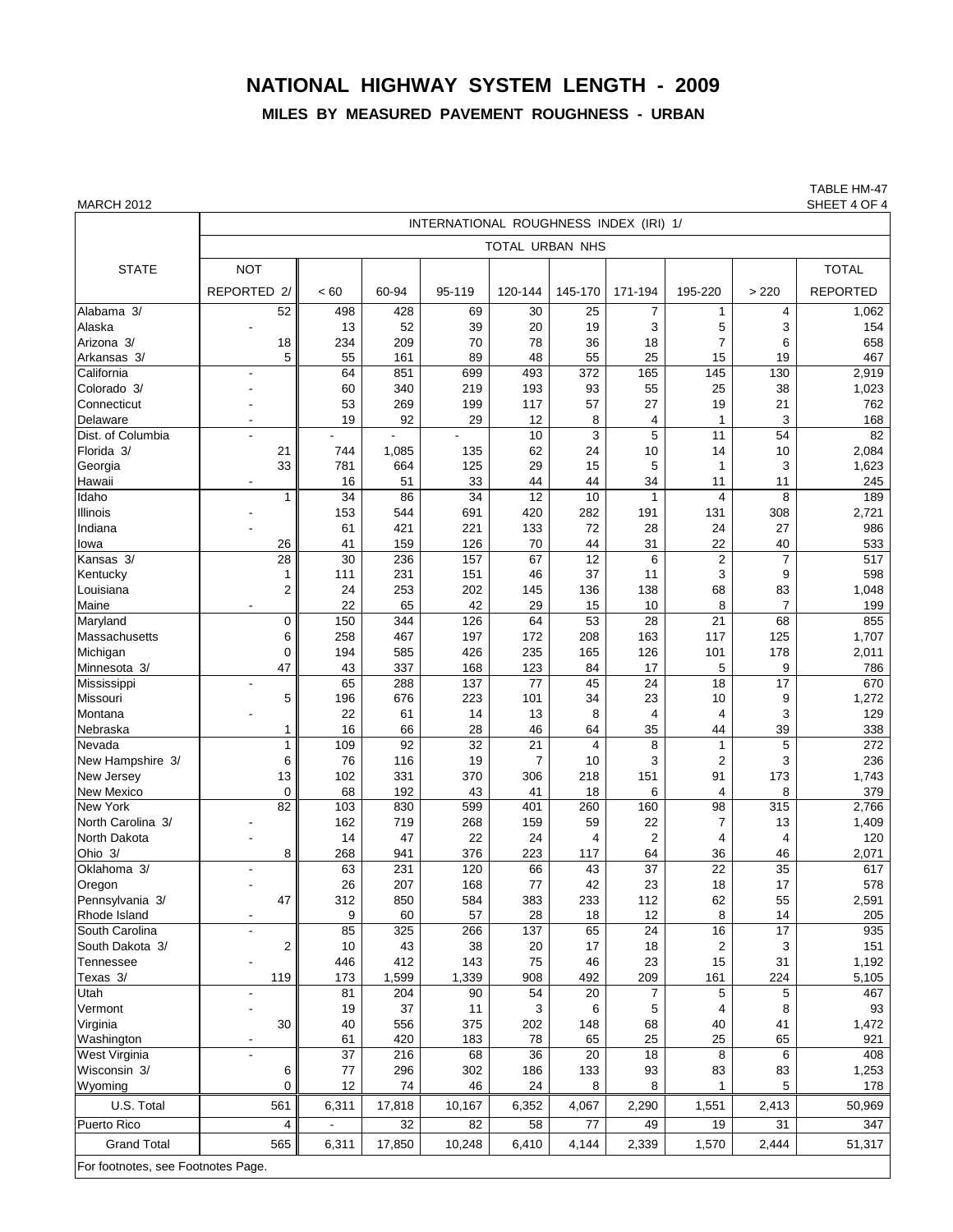# NATIONAL HIGHWAY SYSTEM LENGTH - 2009

## MILES BY MEASURED PAVEMENT ROUGHNESS - URBAN

MARCH 2012

TABLE HM-47
SHEET 4 OF 4

| STATE | INTERNATIONAL ROUGHNESS INDEX (IRI) 1/ | | | | | | | | | |
|---|---|---|---|---|---|---|---|---|---|---|
| | TOTAL URBAN NHS | | | | | | | | | |
| | NOT REPORTED 2/ | < 60 | 60-94 | 95-119 | 120-144 | 145-170 | 171-194 | 195-220 | > 220 | TOTAL REPORTED |
| Alabama 3/ | 52 | 498 | 428 | 69 | 30 | 25 | 7 | 1 | 4 | 1,062 |
| Alaska | - | 13 | 52 | 39 | 20 | 19 | 3 | 5 | 3 | 154 |
| Arizona 3/ | 18 | 234 | 209 | 70 | 78 | 36 | 18 | 7 | 6 | 658 |
| Arkansas 3/ | 5 | 55 | 161 | 89 | 48 | 55 | 25 | 15 | 19 | 467 |
| California | - | 64 | 851 | 699 | 493 | 372 | 165 | 145 | 130 | 2,919 |
| Colorado 3/ | - | 60 | 340 | 219 | 193 | 93 | 55 | 25 | 38 | 1,023 |
| Connecticut | - | 53 | 269 | 199 | 117 | 57 | 27 | 19 | 21 | 762 |
| Delaware | - | 19 | 92 | 29 | 12 | 8 | 4 | 1 | 3 | 168 |
| Dist. of Columbia | - | - | - | - | 10 | 3 | 5 | 11 | 54 | 82 |
| Florida 3/ | 21 | 744 | 1,085 | 135 | 62 | 24 | 10 | 14 | 10 | 2,084 |
| Georgia | 33 | 781 | 664 | 125 | 29 | 15 | 5 | 1 | 3 | 1,623 |
| Hawaii | - | 16 | 51 | 33 | 44 | 44 | 34 | 11 | 11 | 245 |
| Idaho | 1 | 34 | 86 | 34 | 12 | 10 | 1 | 4 | 8 | 189 |
| Illinois | - | 153 | 544 | 691 | 420 | 282 | 191 | 131 | 308 | 2,721 |
| Indiana | - | 61 | 421 | 221 | 133 | 72 | 28 | 24 | 27 | 986 |
| Iowa | 26 | 41 | 159 | 126 | 70 | 44 | 31 | 22 | 40 | 533 |
| Kansas 3/ | 28 | 30 | 236 | 157 | 67 | 12 | 6 | 2 | 7 | 517 |
| Kentucky | 1 | 111 | 231 | 151 | 46 | 37 | 11 | 3 | 9 | 598 |
| Louisiana | 2 | 24 | 253 | 202 | 145 | 136 | 138 | 68 | 83 | 1,048 |
| Maine | - | 22 | 65 | 42 | 29 | 15 | 10 | 8 | 7 | 199 |
| Maryland | 0 | 150 | 344 | 126 | 64 | 53 | 28 | 21 | 68 | 855 |
| Massachusetts | 6 | 258 | 467 | 197 | 172 | 208 | 163 | 117 | 125 | 1,707 |
| Michigan | 0 | 194 | 585 | 426 | 235 | 165 | 126 | 101 | 178 | 2,011 |
| Minnesota 3/ | 47 | 43 | 337 | 168 | 123 | 84 | 17 | 5 | 9 | 786 |
| Mississippi | - | 65 | 288 | 137 | 77 | 45 | 24 | 18 | 17 | 670 |
| Missouri | 5 | 196 | 676 | 223 | 101 | 34 | 23 | 10 | 9 | 1,272 |
| Montana | - | 22 | 61 | 14 | 13 | 8 | 4 | 4 | 3 | 129 |
| Nebraska | 1 | 16 | 66 | 28 | 46 | 64 | 35 | 44 | 39 | 338 |
| Nevada | 1 | 109 | 92 | 32 | 21 | 4 | 8 | 1 | 5 | 272 |
| New Hampshire 3/ | 6 | 76 | 116 | 19 | 7 | 10 | 3 | 2 | 3 | 236 |
| New Jersey | 13 | 102 | 331 | 370 | 306 | 218 | 151 | 91 | 173 | 1,743 |
| New Mexico | 0 | 68 | 192 | 43 | 41 | 18 | 6 | 4 | 8 | 379 |
| New York | 82 | 103 | 830 | 599 | 401 | 260 | 160 | 98 | 315 | 2,766 |
| North Carolina 3/ | - | 162 | 719 | 268 | 159 | 59 | 22 | 7 | 13 | 1,409 |
| North Dakota | - | 14 | 47 | 22 | 24 | 4 | 2 | 4 | 4 | 120 |
| Ohio 3/ | 8 | 268 | 941 | 376 | 223 | 117 | 64 | 36 | 46 | 2,071 |
| Oklahoma 3/ | - | 63 | 231 | 120 | 66 | 43 | 37 | 22 | 35 | 617 |
| Oregon | - | 26 | 207 | 168 | 77 | 42 | 23 | 18 | 17 | 578 |
| Pennsylvania 3/ | 47 | 312 | 850 | 584 | 383 | 233 | 112 | 62 | 55 | 2,591 |
| Rhode Island | - | 9 | 60 | 57 | 28 | 18 | 12 | 8 | 14 | 205 |
| South Carolina | - | 85 | 325 | 266 | 137 | 65 | 24 | 16 | 17 | 935 |
| South Dakota 3/ | 2 | 10 | 43 | 38 | 20 | 17 | 18 | 2 | 3 | 151 |
| Tennessee | - | 446 | 412 | 143 | 75 | 46 | 23 | 15 | 31 | 1,192 |
| Texas 3/ | 119 | 173 | 1,599 | 1,339 | 908 | 492 | 209 | 161 | 224 | 5,105 |
| Utah | - | 81 | 204 | 90 | 54 | 20 | 7 | 5 | 5 | 467 |
| Vermont | - | 19 | 37 | 11 | 3 | 6 | 5 | 4 | 8 | 93 |
| Virginia | 30 | 40 | 556 | 375 | 202 | 148 | 68 | 40 | 41 | 1,472 |
| Washington | - | 61 | 420 | 183 | 78 | 65 | 25 | 25 | 65 | 921 |
| West Virginia | - | 37 | 216 | 68 | 36 | 20 | 18 | 8 | 6 | 408 |
| Wisconsin 3/ | 6 | 77 | 296 | 302 | 186 | 133 | 93 | 83 | 83 | 1,253 |
| Wyoming | 0 | 12 | 74 | 46 | 24 | 8 | 8 | 1 | 5 | 178 |
| U.S. Total | 561 | 6,311 | 17,818 | 10,167 | 6,352 | 4,067 | 2,290 | 1,551 | 2,413 | 50,969 |
| Puerto Rico | 4 | - | 32 | 82 | 58 | 77 | 49 | 19 | 31 | 347 |
| Grand Total | 565 | 6,311 | 17,850 | 10,248 | 6,410 | 4,144 | 2,339 | 1,570 | 2,444 | 51,317 |

For footnotes, see Footnotes Page.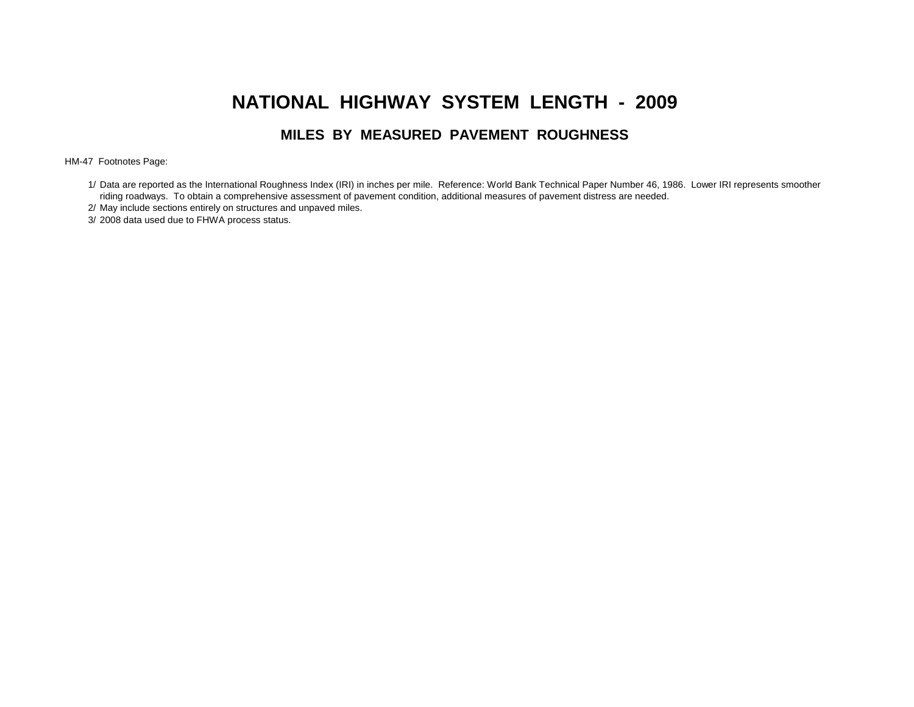# NATIONAL HIGHWAY SYSTEM LENGTH - 2009

## MILES BY MEASURED PAVEMENT ROUGHNESS

HM-47 Footnotes Page:

1/ Data are reported as the International Roughness Index (IRI) in inches per mile. Reference: World Bank Technical Paper Number 46, 1986. Lower IRI represents smoother riding roadways. To obtain a comprehensive assessment of pavement condition, additional measures of pavement distress are needed.

2/ May include sections entirely on structures and unpaved miles.

3/ 2008 data used due to FHWA process status.